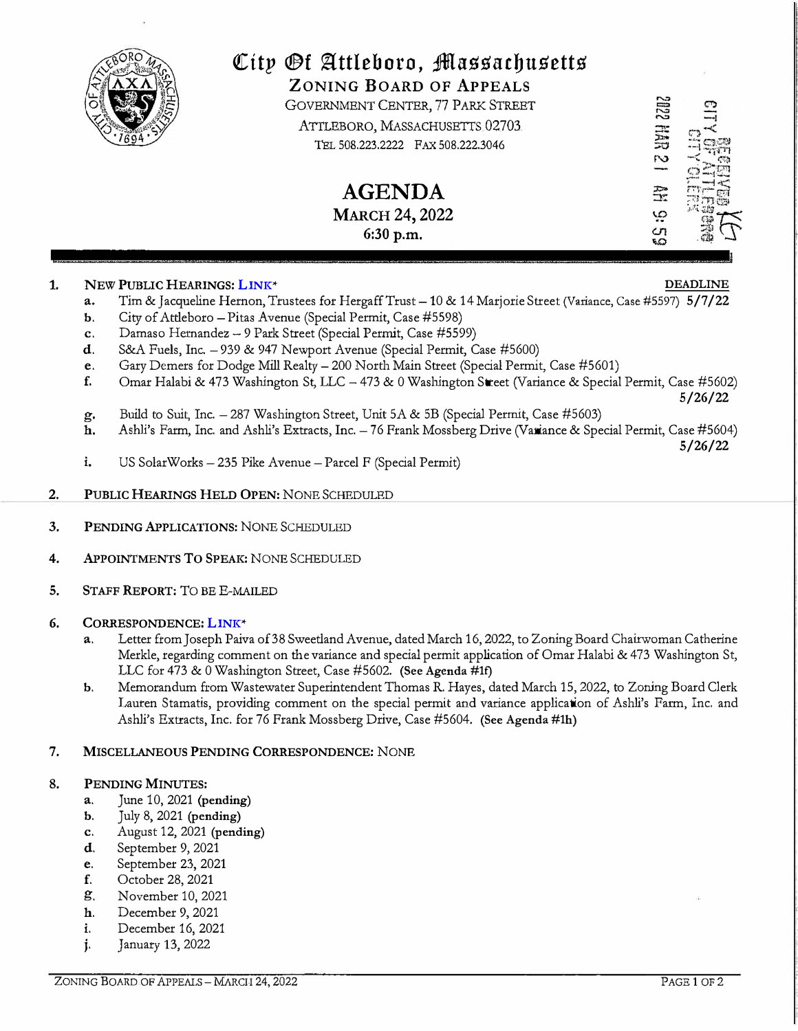# City Of Attleboro, Massachusetts

## ZONING BOARD OF APPEALS

GOVERNMENT CENTER, 77 PARK STREET
ATTLEBORO, MASSACHUSETTS 02703
TEL 508.223.2222 FAX 508.222.3046

2022 MAR 21 AM 9:59
RECEIVED CITY OF ATTLEBORO CITY CLERK

# AGENDA

**MARCH 24, 2022**
**6:30 p.m.**

1. **NEW PUBLIC HEARINGS:** LINK* — **DEADLINE**
   a. Tim & Jacqueline Hernon, Trustees for Hergaff Trust – 10 & 14 Marjorie Street (Variance, Case #5597) **5/7/22**
   b. City of Attleboro – Pitas Avenue (Special Permit, Case #5598)
   c. Damaso Hernandez – 9 Park Street (Special Permit, Case #5599)
   d. S&A Fuels, Inc. – 939 & 947 Newport Avenue (Special Permit, Case #5600)
   e. Gary Demers for Dodge Mill Realty – 200 North Main Street (Special Permit, Case #5601)
   f. Omar Halabi & 473 Washington St, LLC – 473 & 0 Washington Street (Variance & Special Permit, Case #5602) **5/26/22**
   g. Build to Suit, Inc. – 287 Washington Street, Unit 5A & 5B (Special Permit, Case #5603)
   h. Ashli's Farm, Inc. and Ashli's Extracts, Inc. – 76 Frank Mossberg Drive (Variance & Special Permit, Case #5604) **5/26/22**
   i. US SolarWorks – 235 Pike Avenue – Parcel F (Special Permit)

2. **PUBLIC HEARINGS HELD OPEN:** NONE SCHEDULED

3. **PENDING APPLICATIONS:** NONE SCHEDULED

4. **APPOINTMENTS TO SPEAK:** NONE SCHEDULED

5. **STAFF REPORT:** TO BE E-MAILED

6. **CORRESPONDENCE:** LINK*
   a. Letter from Joseph Paiva of 38 Sweetland Avenue, dated March 16, 2022, to Zoning Board Chairwoman Catherine Merkle, regarding comment on the variance and special permit application of Omar Halabi & 473 Washington St, LLC for 473 & 0 Washington Street, Case #5602. **(See Agenda #1f)**
   b. Memorandum from Wastewater Superintendent Thomas R. Hayes, dated March 15, 2022, to Zoning Board Clerk Lauren Stamatis, providing comment on the special permit and variance application of Ashli's Farm, Inc. and Ashli's Extracts, Inc. for 76 Frank Mossberg Drive, Case #5604. **(See Agenda #1h)**

7. **MISCELLANEOUS PENDING CORRESPONDENCE:** NONE

8. **PENDING MINUTES:**
   a. June 10, 2021 **(pending)**
   b. July 8, 2021 **(pending)**
   c. August 12, 2021 **(pending)**
   d. September 9, 2021
   e. September 23, 2021
   f. October 28, 2021
   g. November 10, 2021
   h. December 9, 2021
   i. December 16, 2021
   j. January 13, 2022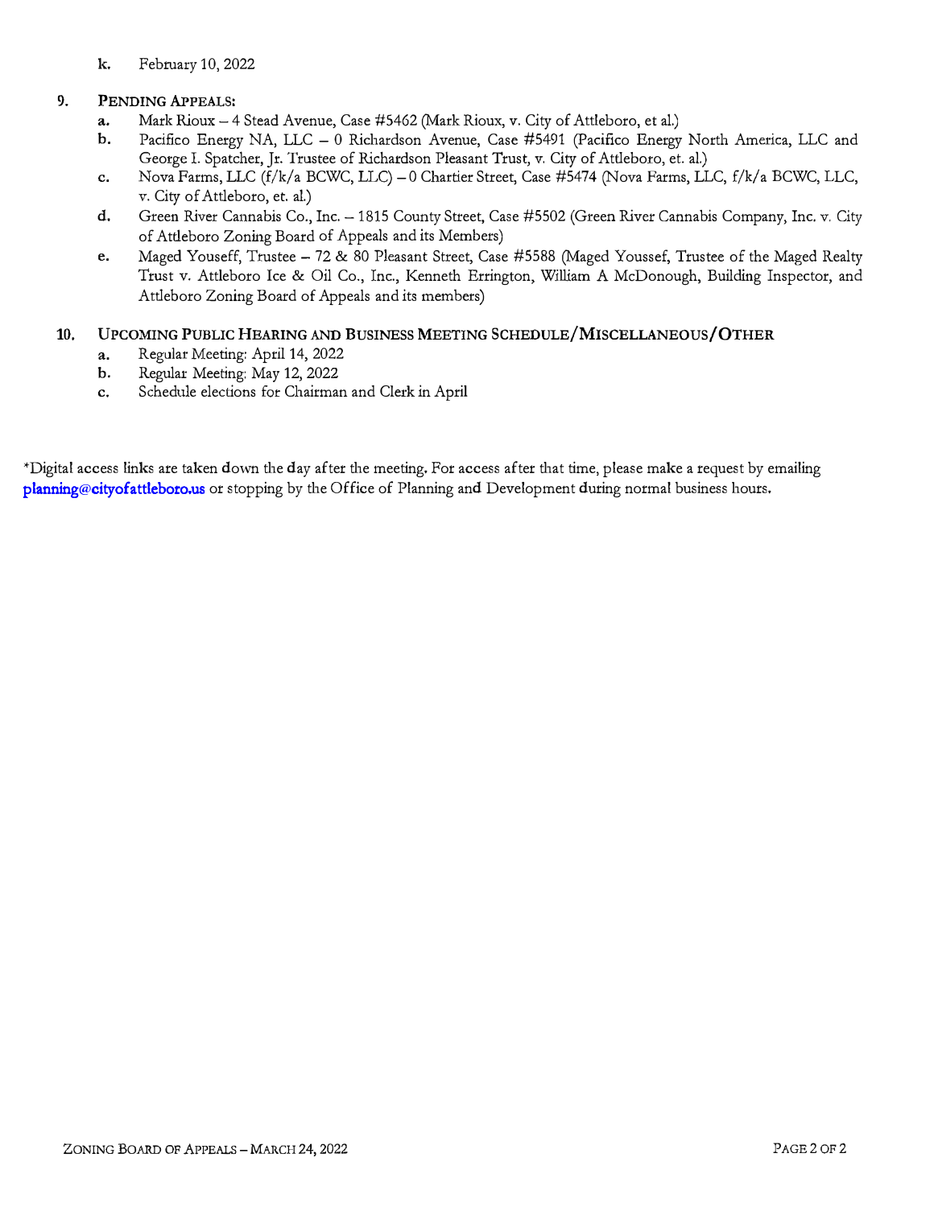k. February 10, 2022

9. **PENDING APPEALS:**
   a. Mark Rioux – 4 Stead Avenue, Case #5462 (Mark Rioux, v. City of Attleboro, et al.)
   b. Pacifico Energy NA, LLC – 0 Richardson Avenue, Case #5491 (Pacifico Energy North America, LLC and George I. Spatcher, Jr. Trustee of Richardson Pleasant Trust, v. City of Attleboro, et. al.)
   c. Nova Farms, LLC (f/k/a BCWC, LLC) – 0 Chartier Street, Case #5474 (Nova Farms, LLC, f/k/a BCWC, LLC, v. City of Attleboro, et. al.)
   d. Green River Cannabis Co., Inc. – 1815 County Street, Case #5502 (Green River Cannabis Company, Inc. v. City of Attleboro Zoning Board of Appeals and its Members)
   e. Maged Youseff, Trustee – 72 & 80 Pleasant Street, Case #5588 (Maged Youssef, Trustee of the Maged Realty Trust v. Attleboro Ice & Oil Co., Inc., Kenneth Errington, William A McDonough, Building Inspector, and Attleboro Zoning Board of Appeals and its members)

10. **UPCOMING PUBLIC HEARING AND BUSINESS MEETING SCHEDULE/MISCELLANEOUS/OTHER**
   a. Regular Meeting: April 14, 2022
   b. Regular Meeting: May 12, 2022
   c. Schedule elections for Chairman and Clerk in April

*Digital access links are taken down the day after the meeting. For access after that time, please make a request by emailing **planning@cityofattleboro.us** or stopping by the Office of Planning and Development during normal business hours.